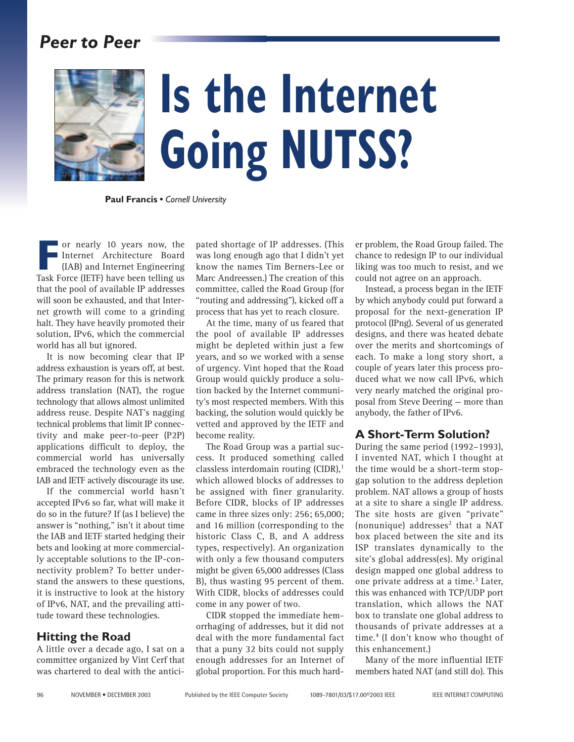Peer to Peer

# Is the Internet Going NUTSS?

**Paul Francis** • *Cornell University*

For nearly 10 years now, the Internet Architecture Board (IAB) and Internet Engineering Task Force (IETF) have been telling us that the pool of available IP addresses will soon be exhausted, and that Internet growth will come to a grinding halt. They have heavily promoted their solution, IPv6, which the commercial world has all but ignored.

It is now becoming clear that IP address exhaustion is years off, at best. The primary reason for this is network address translation (NAT), the rogue technology that allows almost unlimited address reuse. Despite NAT's nagging technical problems that limit IP connectivity and make peer-to-peer (P2P) applications difficult to deploy, the commercial world has universally embraced the technology even as the IAB and IETF actively discourage its use.

If the commercial world hasn't accepted IPv6 so far, what will make it do so in the future? If (as I believe) the answer is "nothing," isn't it about time the IAB and IETF started hedging their bets and looking at more commercially acceptable solutions to the IP-connectivity problem? To better understand the answers to these questions, it is instructive to look at the history of IPv6, NAT, and the prevailing attitude toward these technologies.

## Hitting the Road

A little over a decade ago, I sat on a committee organized by Vint Cerf that was chartered to deal with the anticipated shortage of IP addresses. (This was long enough ago that I didn't yet know the names Tim Berners-Lee or Marc Andreessen.) The creation of this committee, called the Road Group (for "routing and addressing"), kicked off a process that has yet to reach closure.

At the time, many of us feared that the pool of available IP addresses might be depleted within just a few years, and so we worked with a sense of urgency. Vint hoped that the Road Group would quickly produce a solution backed by the Internet community's most respected members. With this backing, the solution would quickly be vetted and approved by the IETF and become reality.

The Road Group was a partial success. It produced something called classless interdomain routing (CIDR),[1] which allowed blocks of addresses to be assigned with finer granularity. Before CIDR, blocks of IP addresses came in three sizes only: 256; 65,000; and 16 million (corresponding to the historic Class C, B, and A address types, respectively). An organization with only a few thousand computers might be given 65,000 addresses (Class B), thus wasting 95 percent of them. With CIDR, blocks of addresses could come in any power of two.

CIDR stopped the immediate hemorrhaging of addresses, but it did not deal with the more fundamental fact that a puny 32 bits could not supply enough addresses for an Internet of global proportion. For this much harder problem, the Road Group failed. The chance to redesign IP to our individual liking was too much to resist, and we could not agree on an approach.

Instead, a process began in the IETF by which anybody could put forward a proposal for the next-generation IP protocol (IPng). Several of us generated designs, and there was heated debate over the merits and shortcomings of each. To make a long story short, a couple of years later this process produced what we now call IPv6, which very nearly matched the original proposal from Steve Deering — more than anybody, the father of IPv6.

## A Short-Term Solution?

During the same period (1992–1993), I invented NAT, which I thought at the time would be a short-term stopgap solution to the address depletion problem. NAT allows a group of hosts at a site to share a single IP address. The site hosts are given "private" (nonunique) addresses[2] that a NAT box placed between the site and its ISP translates dynamically to the site's global address(es). My original design mapped one global address to one private address at a time.[3] Later, this was enhanced with TCP/UDP port translation, which allows the NAT box to translate one global address to thousands of private addresses at a time.[4] (I don't know who thought of this enhancement.)

Many of the more influential IETF members hated NAT (and still do). This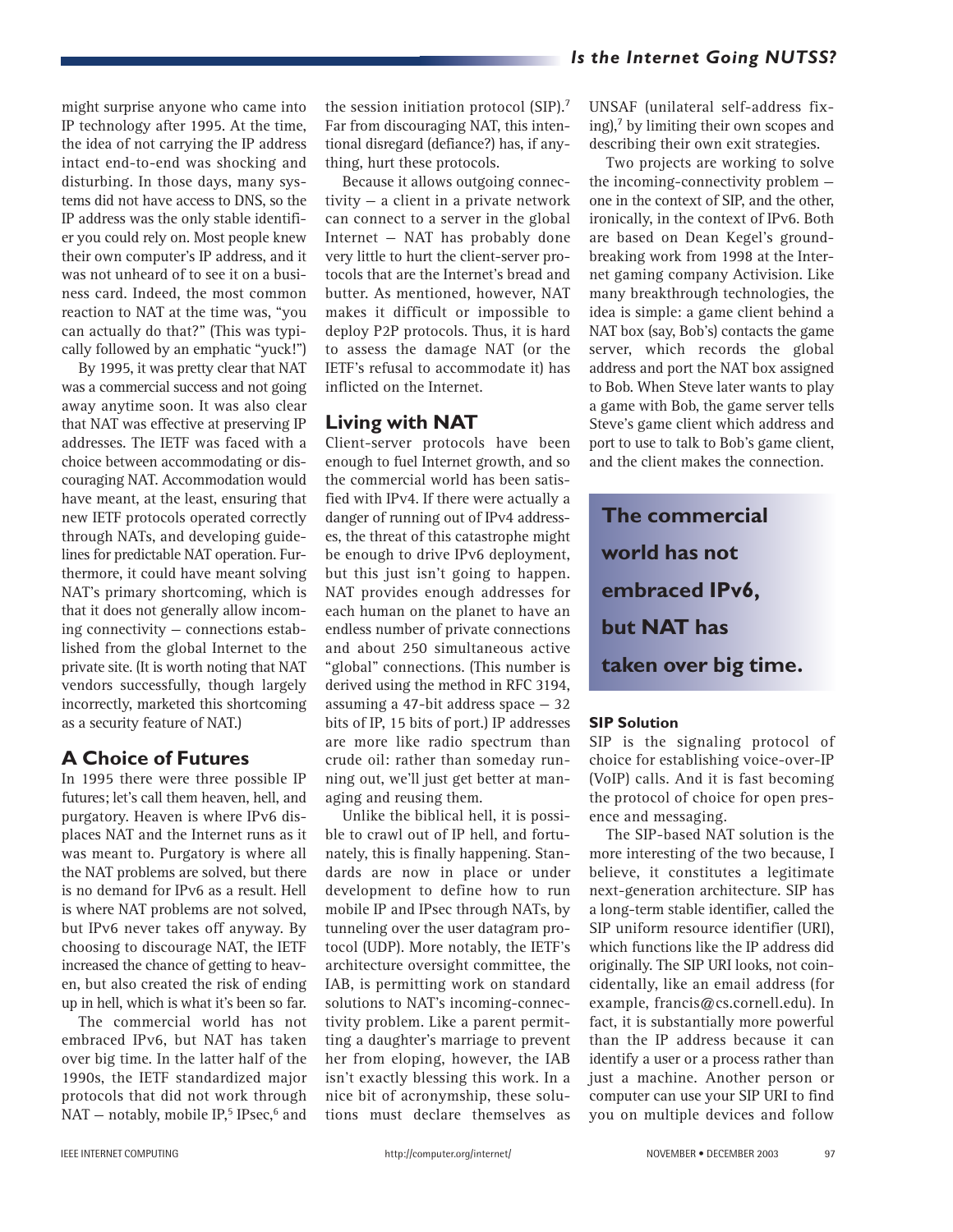might surprise anyone who came into IP technology after 1995. At the time, the idea of not carrying the IP address intact end-to-end was shocking and disturbing. In those days, many systems did not have access to DNS, so the IP address was the only stable identifier you could rely on. Most people knew their own computer's IP address, and it was not unheard of to see it on a business card. Indeed, the most common reaction to NAT at the time was, "you can actually do that?" (This was typically followed by an emphatic "yuck!")

By 1995, it was pretty clear that NAT was a commercial success and not going away anytime soon. It was also clear that NAT was effective at preserving IP addresses. The IETF was faced with a choice between accommodating or discouraging NAT. Accommodation would have meant, at the least, ensuring that new IETF protocols operated correctly through NATs, and developing guidelines for predictable NAT operation. Furthermore, it could have meant solving NAT's primary shortcoming, which is that it does not generally allow incoming connectivity — connections established from the global Internet to the private site. (It is worth noting that NAT vendors successfully, though largely incorrectly, marketed this shortcoming as a security feature of NAT.)

## A Choice of Futures

In 1995 there were three possible IP futures; let's call them heaven, hell, and purgatory. Heaven is where IPv6 displaces NAT and the Internet runs as it was meant to. Purgatory is where all the NAT problems are solved, but there is no demand for IPv6 as a result. Hell is where NAT problems are not solved, but IPv6 never takes off anyway. By choosing to discourage NAT, the IETF increased the chance of getting to heaven, but also created the risk of ending up in hell, which is what it's been so far.

The commercial world has not embraced IPv6, but NAT has taken over big time. In the latter half of the 1990s, the IETF standardized major protocols that did not work through NAT — notably, mobile IP,[5] IPsec,[6] and the session initiation protocol (SIP).[7] Far from discouraging NAT, this intentional disregard (defiance?) has, if anything, hurt these protocols.

Because it allows outgoing connectivity — a client in a private network can connect to a server in the global Internet — NAT has probably done very little to hurt the client-server protocols that are the Internet's bread and butter. As mentioned, however, NAT makes it difficult or impossible to deploy P2P protocols. Thus, it is hard to assess the damage NAT (or the IETF's refusal to accommodate it) has inflicted on the Internet.

## Living with NAT

Client-server protocols have been enough to fuel Internet growth, and so the commercial world has been satisfied with IPv4. If there were actually a danger of running out of IPv4 addresses, the threat of this catastrophe might be enough to drive IPv6 deployment, but this just isn't going to happen. NAT provides enough addresses for each human on the planet to have an endless number of private connections and about 250 simultaneous active "global" connections. (This number is derived using the method in RFC 3194, assuming a 47-bit address space — 32 bits of IP, 15 bits of port.) IP addresses are more like radio spectrum than crude oil: rather than someday running out, we'll just get better at managing and reusing them.

Unlike the biblical hell, it is possible to crawl out of IP hell, and fortunately, this is finally happening. Standards are now in place or under development to define how to run mobile IP and IPsec through NATs, by tunneling over the user datagram protocol (UDP). More notably, the IETF's architecture oversight committee, the IAB, is permitting work on standard solutions to NAT's incoming-connectivity problem. Like a parent permitting a daughter's marriage to prevent her from eloping, however, the IAB isn't exactly blessing this work. In a nice bit of acronymship, these solutions must declare themselves as UNSAF (unilateral self-address fixing),[7] by limiting their own scopes and describing their own exit strategies.

Two projects are working to solve the incoming-connectivity problem — one in the context of SIP, and the other, ironically, in the context of IPv6. Both are based on Dean Kegel's groundbreaking work from 1998 at the Internet gaming company Activision. Like many breakthrough technologies, the idea is simple: a game client behind a NAT box (say, Bob's) contacts the game server, which records the global address and port the NAT box assigned to Bob. When Steve later wants to play a game with Bob, the game server tells Steve's game client which address and port to use to talk to Bob's game client, and the client makes the connection.

**The commercial world has not embraced IPv6, but NAT has taken over big time.**

### SIP Solution

SIP is the signaling protocol of choice for establishing voice-over-IP (VoIP) calls. And it is fast becoming the protocol of choice for open presence and messaging.

The SIP-based NAT solution is the more interesting of the two because, I believe, it constitutes a legitimate next-generation architecture. SIP has a long-term stable identifier, called the SIP uniform resource identifier (URI), which functions like the IP address did originally. The SIP URI looks, not coincidentally, like an email address (for example, francis@cs.cornell.edu). In fact, it is substantially more powerful than the IP address because it can identify a user or a process rather than just a machine. Another person or computer can use your SIP URI to find you on multiple devices and follow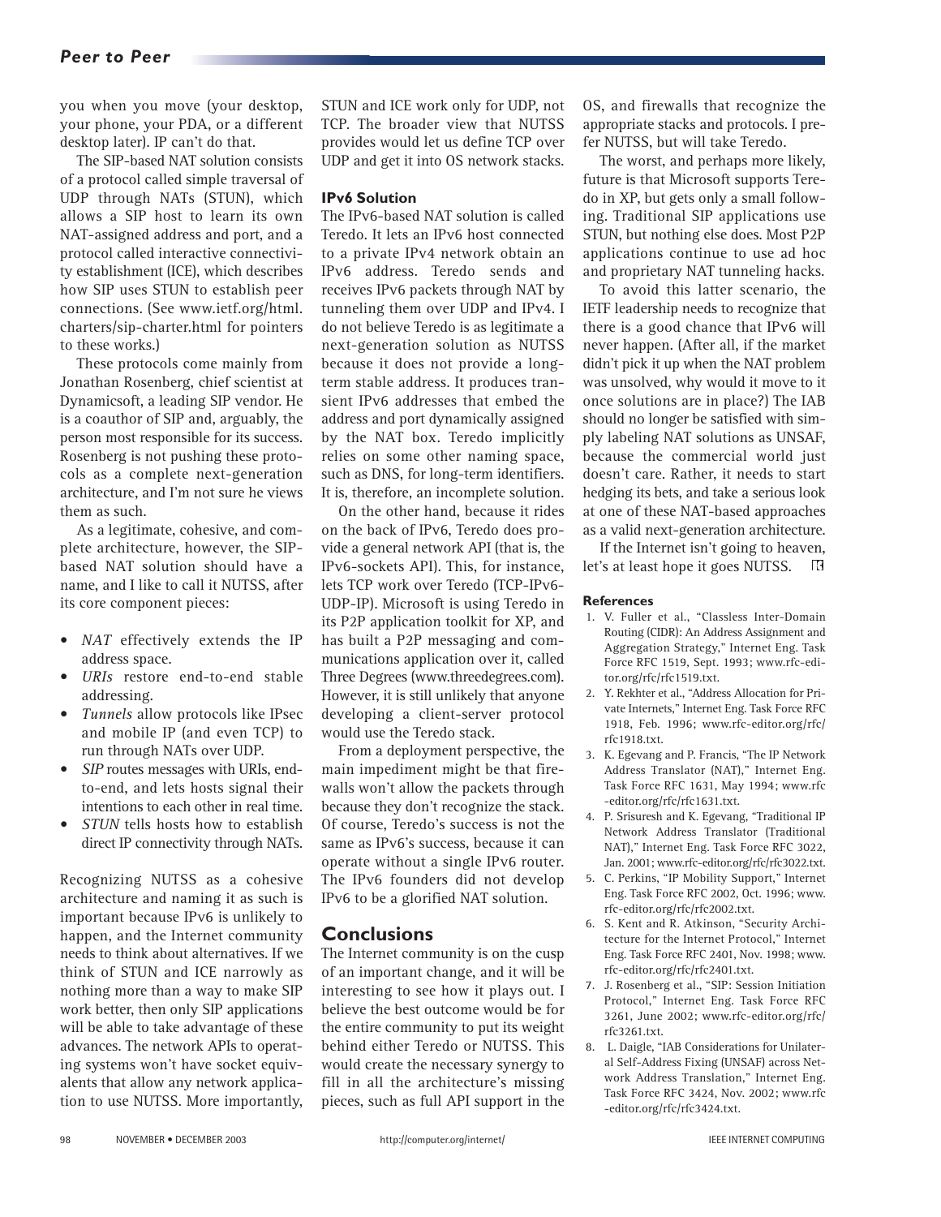you when you move (your desktop, your phone, your PDA, or a different desktop later). IP can't do that.

The SIP-based NAT solution consists of a protocol called simple traversal of UDP through NATs (STUN), which allows a SIP host to learn its own NAT-assigned address and port, and a protocol called interactive connectivity establishment (ICE), which describes how SIP uses STUN to establish peer connections. (See www.ietf.org/html.charters/sip-charter.html for pointers to these works.)

These protocols come mainly from Jonathan Rosenberg, chief scientist at Dynamicsoft, a leading SIP vendor. He is a coauthor of SIP and, arguably, the person most responsible for its success. Rosenberg is not pushing these protocols as a complete next-generation architecture, and I'm not sure he views them as such.

As a legitimate, cohesive, and complete architecture, however, the SIP-based NAT solution should have a name, and I like to call it NUTSS, after its core component pieces:

- *NAT* effectively extends the IP address space.
- *URIs* restore end-to-end stable addressing.
- *Tunnels* allow protocols like IPsec and mobile IP (and even TCP) to run through NATs over UDP.
- *SIP* routes messages with URIs, end-to-end, and lets hosts signal their intentions to each other in real time.
- *STUN* tells hosts how to establish direct IP connectivity through NATs.

Recognizing NUTSS as a cohesive architecture and naming it as such is important because IPv6 is unlikely to happen, and the Internet community needs to think about alternatives. If we think of STUN and ICE narrowly as nothing more than a way to make SIP work better, then only SIP applications will be able to take advantage of these advances. The network APIs to operating systems won't have socket equivalents that allow any network application to use NUTSS. More importantly, STUN and ICE work only for UDP, not TCP. The broader view that NUTSS provides would let us define TCP over UDP and get it into OS network stacks.

### IPv6 Solution

The IPv6-based NAT solution is called Teredo. It lets an IPv6 host connected to a private IPv4 network obtain an IPv6 address. Teredo sends and receives IPv6 packets through NAT by tunneling them over UDP and IPv4. I do not believe Teredo is as legitimate a next-generation solution as NUTSS because it does not provide a long-term stable address. It produces transient IPv6 addresses that embed the address and port dynamically assigned by the NAT box. Teredo implicitly relies on some other naming space, such as DNS, for long-term identifiers. It is, therefore, an incomplete solution.

On the other hand, because it rides on the back of IPv6, Teredo does provide a general network API (that is, the IPv6-sockets API). This, for instance, lets TCP work over Teredo (TCP-IPv6-UDP-IP). Microsoft is using Teredo in its P2P application toolkit for XP, and has built a P2P messaging and communications application over it, called Three Degrees (www.threedegrees.com). However, it is still unlikely that anyone developing a client-server protocol would use the Teredo stack.

From a deployment perspective, the main impediment might be that firewalls won't allow the packets through because they don't recognize the stack. Of course, Teredo's success is not the same as IPv6's success, because it can operate without a single IPv6 router. The IPv6 founders did not develop IPv6 to be a glorified NAT solution.

## Conclusions

The Internet community is on the cusp of an important change, and it will be interesting to see how it plays out. I believe the best outcome would be for the entire community to put its weight behind either Teredo or NUTSS. This would create the necessary synergy to fill in all the architecture's missing pieces, such as full API support in the OS, and firewalls that recognize the appropriate stacks and protocols. I prefer NUTSS, but will take Teredo.

The worst, and perhaps more likely, future is that Microsoft supports Teredo in XP, but gets only a small following. Traditional SIP applications use STUN, but nothing else does. Most P2P applications continue to use ad hoc and proprietary NAT tunneling hacks.

To avoid this latter scenario, the IETF leadership needs to recognize that there is a good chance that IPv6 will never happen. (After all, if the market didn't pick it up when the NAT problem was unsolved, why would it move to it once solutions are in place?) The IAB should no longer be satisfied with simply labeling NAT solutions as UNSAF, because the commercial world just doesn't care. Rather, it needs to start hedging its bets, and take a serious look at one of these NAT-based approaches as a valid next-generation architecture.

If the Internet isn't going to heaven, let's at least hope it goes NUTSS.

### References

1. V. Fuller et al., "Classless Inter-Domain Routing (CIDR): An Address Assignment and Aggregation Strategy," Internet Eng. Task Force RFC 1519, Sept. 1993; www.rfc-editor.org/rfc/rfc1519.txt.
2. Y. Rekhter et al., "Address Allocation for Private Internets," Internet Eng. Task Force RFC 1918, Feb. 1996; www.rfc-editor.org/rfc/rfc1918.txt.
3. K. Egevang and P. Francis, "The IP Network Address Translator (NAT)," Internet Eng. Task Force RFC 1631, May 1994; www.rfc-editor.org/rfc/rfc1631.txt.
4. P. Srisuresh and K. Egevang, "Traditional IP Network Address Translator (Traditional NAT)," Internet Eng. Task Force RFC 3022, Jan. 2001; www.rfc-editor.org/rfc/rfc3022.txt.
5. C. Perkins, "IP Mobility Support," Internet Eng. Task Force RFC 2002, Oct. 1996; www.rfc-editor.org/rfc/rfc2002.txt.
6. S. Kent and R. Atkinson, "Security Architecture for the Internet Protocol," Internet Eng. Task Force RFC 2401, Nov. 1998; www.rfc-editor.org/rfc/rfc2401.txt.
7. J. Rosenberg et al., "SIP: Session Initiation Protocol," Internet Eng. Task Force RFC 3261, June 2002; www.rfc-editor.org/rfc/rfc3261.txt.
8. L. Daigle, "IAB Considerations for Unilateral Self-Address Fixing (UNSAF) across Network Address Translation," Internet Eng. Task Force RFC 3424, Nov. 2002; www.rfc-editor.org/rfc/rfc3424.txt.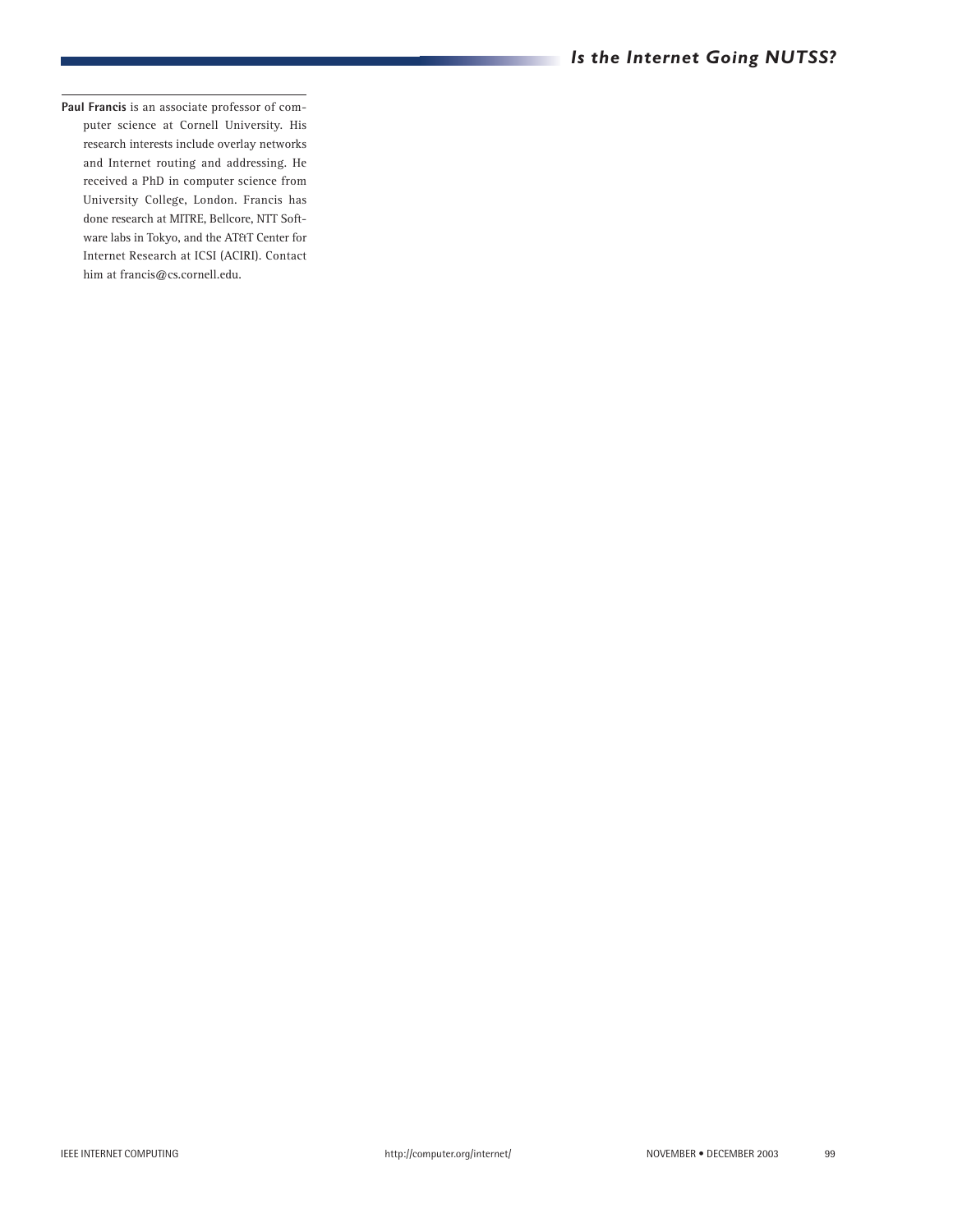**Paul Francis** is an associate professor of computer science at Cornell University. His research interests include overlay networks and Internet routing and addressing. He received a PhD in computer science from University College, London. Francis has done research at MITRE, Bellcore, NTT Software labs in Tokyo, and the AT&T Center for Internet Research at ICSI (ACIRI). Contact him at francis@cs.cornell.edu.